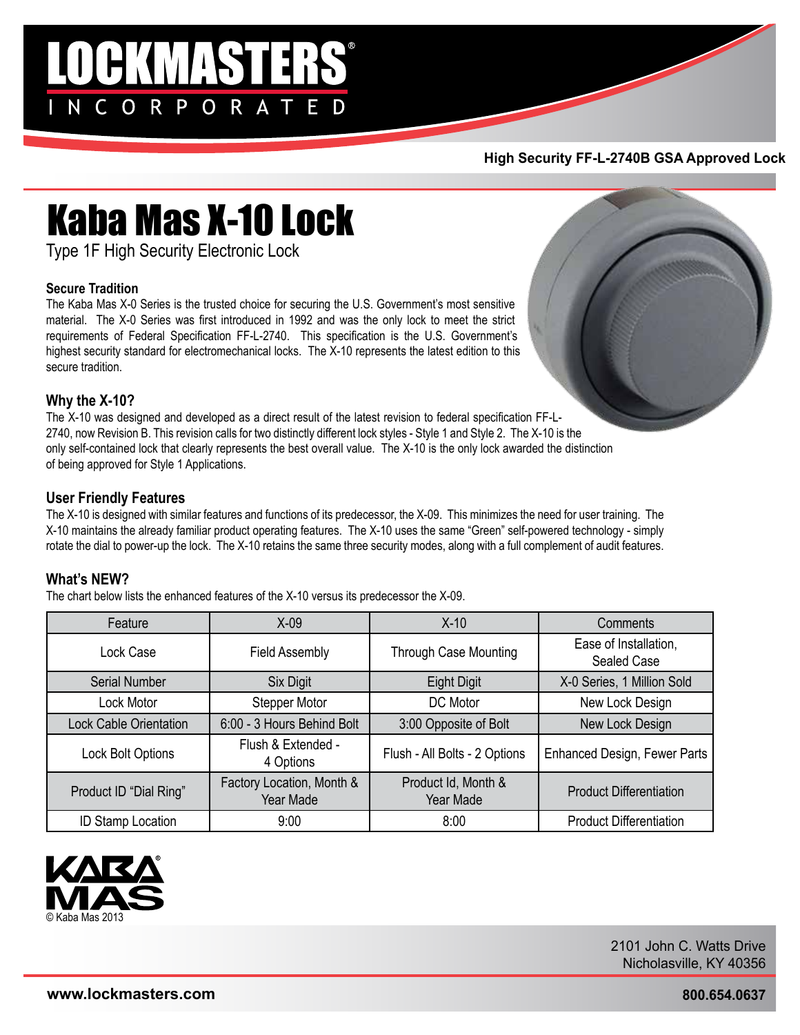# LOCKMASTERS INCORPORATED

**High Security FF-L-2740B GSA Approved Lock**

# Kaba Mas X-10 Lock

Type 1F High Security Electronic Lock

### Secure Tradition

The Kaba Mas X-0 Series is the trusted choice for securing the U.S. Government's most sensitive material. The X-0 Series was first introduced in 1992 and was the only lock to meet the strict requirements of Federal Specification FF-L-2740. This specification is the U.S. Government's highest security standard for electromechanical locks. The X-10 represents the latest edition to this secure tradition.

### Why the X-10?

The X-10 was designed and developed as a direct result of the latest revision to federal specification FF-L-2740, now Revision B. This revision calls for two distinctly different lock styles - Style 1 and Style 2. The X-10 is the only self-contained lock that clearly represents the best overall value. The X-10 is the only lock awarded the distinction of being approved for Style 1 Applications.

### User Friendly Features

The X-10 is designed with similar features and functions of its predecessor, the X-09. This minimizes the need for user training. The X-10 maintains the already familiar product operating features. The X-10 uses the same "Green" self-powered technology - simply rotate the dial to power-up the lock. The X-10 retains the same three security modes, along with a full complement of audit features.

### What's NEW?

The chart below lists the enhanced features of the X-10 versus its predecessor the X-09.

| Feature | X-09 | X-10 | Comments |
|---|---|---|---|
| Lock Case | Field Assembly | Through Case Mounting | Ease of Installation, Sealed Case |
| Serial Number | Six Digit | Eight Digit | X-0 Series, 1 Million Sold |
| Lock Motor | Stepper Motor | DC Motor | New Lock Design |
| Lock Cable Orientation | 6:00 - 3 Hours Behind Bolt | 3:00 Opposite of Bolt | New Lock Design |
| Lock Bolt Options | Flush & Extended - 4 Options | Flush - All Bolts - 2 Options | Enhanced Design, Fewer Parts |
| Product ID "Dial Ring" | Factory Location, Month & Year Made | Product Id, Month & Year Made | Product Differentiation |
| ID Stamp Location | 9:00 | 8:00 | Product Differentiation |

KABA MAS®
© Kaba Mas 2013

2101 John C. Watts Drive
Nicholasville, KY 40356

**www.lockmasters.com** **800.654.0637**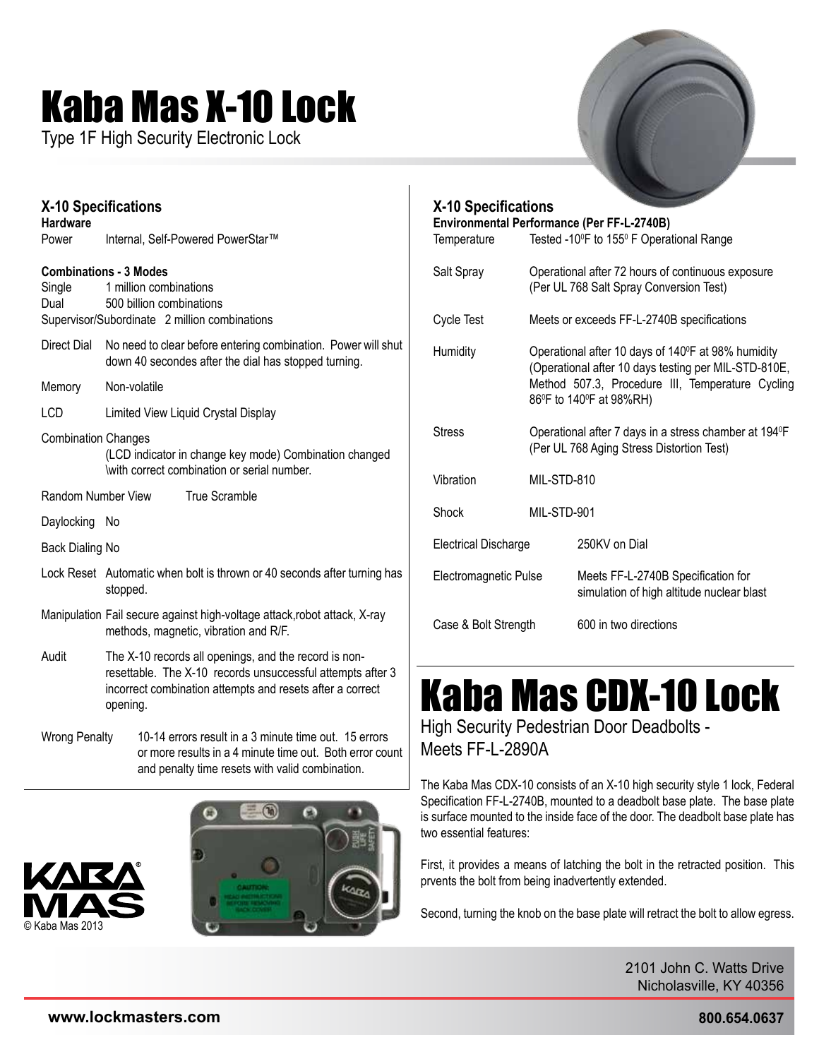# Kaba Mas X-10 Lock

Type 1F High Security Electronic Lock

## X-10 Specifications

**Hardware**

| | |
|---|---|
| Power | Internal, Self-Powered PowerStar™ |

**Combinations - 3 Modes**

| | |
|---|---|
| Single | 1 million combinations |
| Dual | 500 billion combinations |
| Supervisor/Subordinate | 2 million combinations |
| Direct Dial | No need to clear before entering combination. Power will shut down 40 secondes after the dial has stopped turning. |
| Memory | Non-volatile |
| LCD | Limited View Liquid Crystal Display |
| Combination Changes | (LCD indicator in change key mode) Combination changed \with correct combination or serial number. |
| Random Number View | True Scramble |
| Daylocking | No |
| Back Dialing | No |
| Lock Reset | Automatic when bolt is thrown or 40 seconds after turning has stopped. |
| Manipulation | Fail secure against high-voltage attack,robot attack, X-ray methods, magnetic, vibration and R/F. |
| Audit | The X-10 records all openings, and the record is non-resettable. The X-10 records unsuccessful attempts after 3 incorrect combination attempts and resets after a correct opening. |
| Wrong Penalty | 10-14 errors result in a 3 minute time out. 15 errors or more results in a 4 minute time out. Both error count and penalty time resets with valid combination. |

© Kaba Mas 2013

## X-10 Specifications

**Environmental Performance (Per FF-L-2740B)**

| | |
|---|---|
| Temperature | Tested -10⁰F to 155⁰ F Operational Range |
| Salt Spray | Operational after 72 hours of continuous exposure (Per UL 768 Salt Spray Conversion Test) |
| Cycle Test | Meets or exceeds FF-L-2740B specifications |
| Humidity | Operational after 10 days of 140⁰F at 98% humidity (Operational after 10 days testing per MIL-STD-810E, Method 507.3, Procedure III, Temperature Cycling 86⁰F to 140⁰F at 98%RH) |
| Stress | Operational after 7 days in a stress chamber at 194⁰F (Per UL 768 Aging Stress Distortion Test) |
| Vibration | MIL-STD-810 |
| Shock | MIL-STD-901 |
| Electrical Discharge | 250KV on Dial |
| Electromagnetic Pulse | Meets FF-L-2740B Specification for simulation of high altitude nuclear blast |
| Case & Bolt Strength | 600 in two directions |

# Kaba Mas CDX-10 Lock

High Security Pedestrian Door Deadbolts - Meets FF-L-2890A

The Kaba Mas CDX-10 consists of an X-10 high security style 1 lock, Federal Specification FF-L-2740B, mounted to a deadbolt base plate. The base plate is surface mounted to the inside face of the door. The deadbolt base plate has two essential features:

First, it provides a means of latching the bolt in the retracted position. This prvents the bolt from being inadvertently extended.

Second, turning the knob on the base plate will retract the bolt to allow egress.

2101 John C. Watts Drive
Nicholasville, KY 40356

www.lockmasters.com

800.654.0637